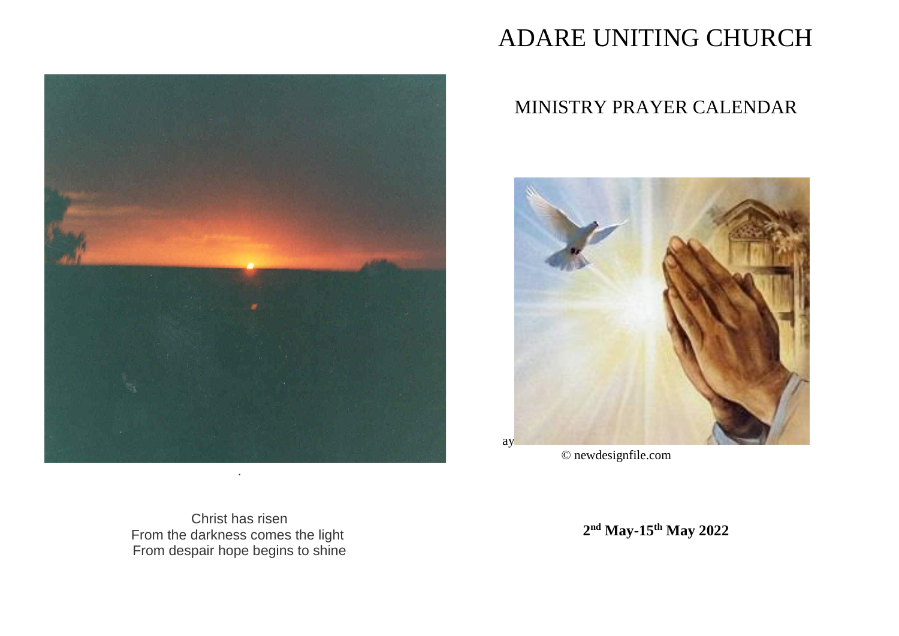Christ has risen
From the darkness comes the light
From despair hope begins to shine

# ADARE UNITING CHURCH

## MINISTRY PRAYER CALENDAR

ay

© newdesignfile.com

**2nd May-15th May 2022**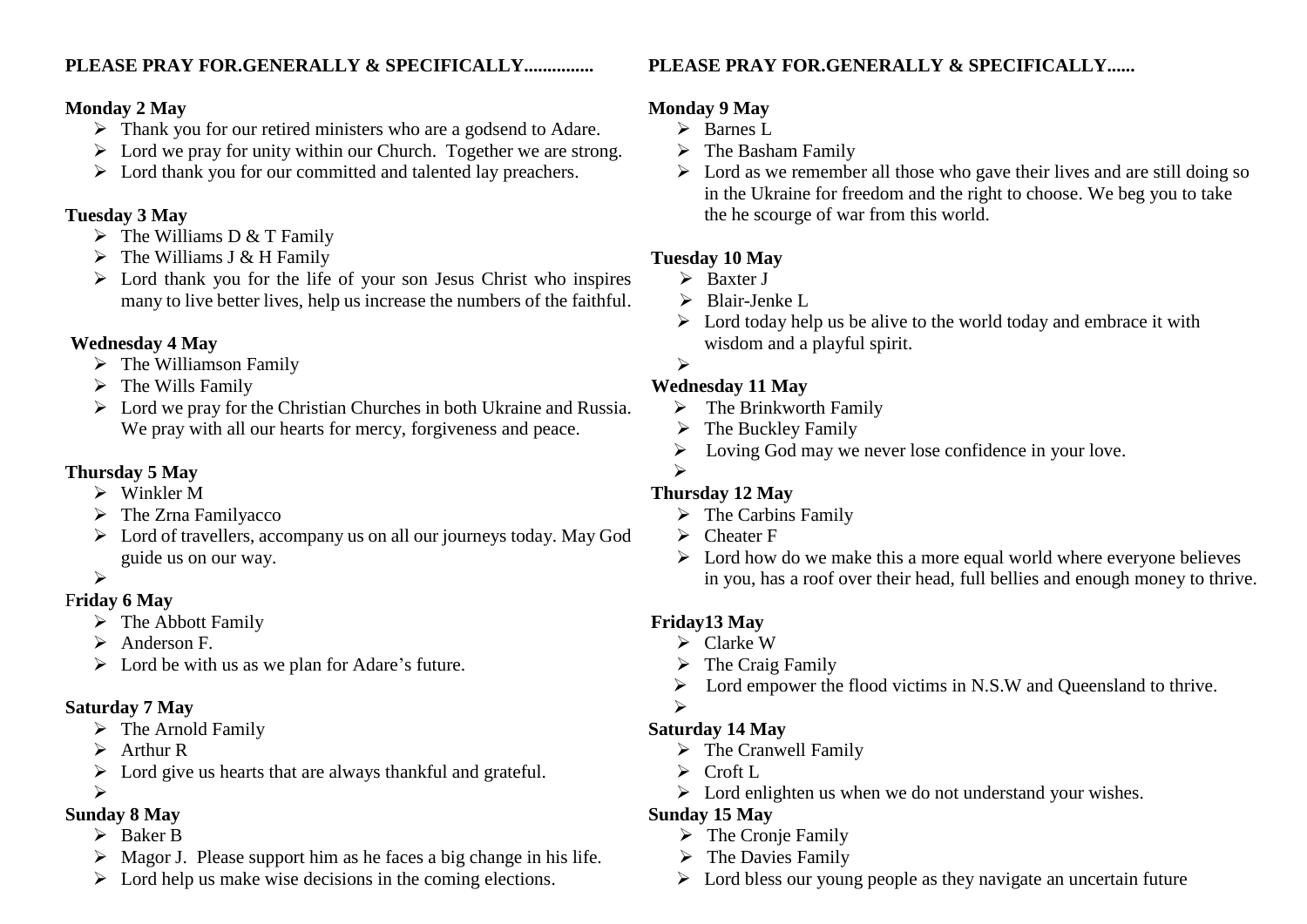**PLEASE PRAY FOR.GENERALLY & SPECIFICALLY...............**

**Monday 2 May**

- Thank you for our retired ministers who are a godsend to Adare.
- Lord we pray for unity within our Church. Together we are strong.
- Lord thank you for our committed and talented lay preachers.

**Tuesday 3 May**

- The Williams D & T Family
- The Williams J & H Family
- Lord thank you for the life of your son Jesus Christ who inspires many to live better lives, help us increase the numbers of the faithful.

**Wednesday 4 May**

- The Williamson Family
- The Wills Family
- Lord we pray for the Christian Churches in both Ukraine and Russia. We pray with all our hearts for mercy, forgiveness and peace.

**Thursday 5 May**

- Winkler M
- The Zrna Familyacco
- Lord of travellers, accompany us on all our journeys today. May God guide us on our way.

**Friday 6 May**

- The Abbott Family
- Anderson F.
- Lord be with us as we plan for Adare's future.

**Saturday 7 May**

- The Arnold Family
- Arthur R
- Lord give us hearts that are always thankful and grateful.

**Sunday 8 May**

- Baker B
- Magor J. Please support him as he faces a big change in his life.
- Lord help us make wise decisions in the coming elections.

**PLEASE PRAY FOR.GENERALLY & SPECIFICALLY......**

**Monday 9 May**

- Barnes L
- The Basham Family
- Lord as we remember all those who gave their lives and are still doing so in the Ukraine for freedom and the right to choose. We beg you to take the he scourge of war from this world.

**Tuesday 10 May**

- Baxter J
- Blair-Jenke L
- Lord today help us be alive to the world today and embrace it with wisdom and a playful spirit.

**Wednesday 11 May**

- The Brinkworth Family
- The Buckley Family
- Loving God may we never lose confidence in your love.

**Thursday 12 May**

- The Carbins Family
- Cheater F
- Lord how do we make this a more equal world where everyone believes in you, has a roof over their head, full bellies and enough money to thrive.

**Friday13 May**

- Clarke W
- The Craig Family
- Lord empower the flood victims in N.S.W and Queensland to thrive.

**Saturday 14 May**

- The Cranwell Family
- Croft L
- Lord enlighten us when we do not understand your wishes.

**Sunday 15 May**

- The Cronje Family
- The Davies Family
- Lord bless our young people as they navigate an uncertain future